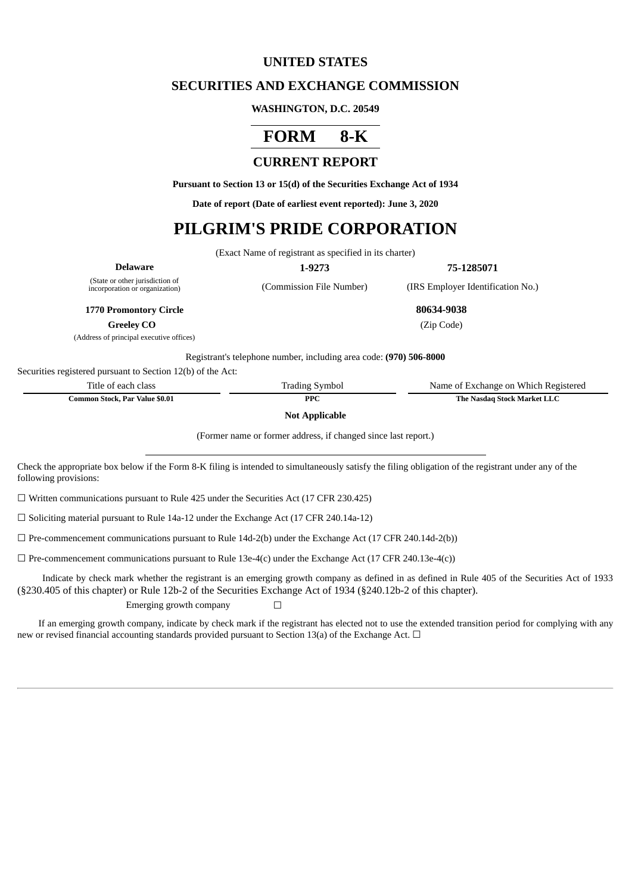# UNITED STATES

## SECURITIES AND EXCHANGE COMMISSION

**WASHINGTON, D.C. 20549**

# FORM 8-K

## CURRENT REPORT

**Pursuant to Section 13 or 15(d) of the Securities Exchange Act of 1934**

**Date of report (Date of earliest event reported): June 3, 2020**

# PILGRIM'S PRIDE CORPORATION

(Exact Name of registrant as specified in its charter)

| **Delaware** | **1-9273** | **75-1285071** |
|---|---|---|
| (State or other jurisdiction of incorporation or organization) | (Commission File Number) | (IRS Employer Identification No.) |

| **1770 Promontory Circle** | **80634-9038** |
|---|---|
| **Greeley CO** | (Zip Code) |
| (Address of principal executive offices) | |

Registrant's telephone number, including area code: **(970) 506-8000**

Securities registered pursuant to Section 12(b) of the Act:

| Title of each class | Trading Symbol | Name of Exchange on Which Registered |
|---|---|---|
| **Common Stock, Par Value $0.01** | **PPC** | **The Nasdaq Stock Market LLC** |

**Not Applicable**

(Former name or former address, if changed since last report.)

Check the appropriate box below if the Form 8-K filing is intended to simultaneously satisfy the filing obligation of the registrant under any of the following provisions:

☐ Written communications pursuant to Rule 425 under the Securities Act (17 CFR 230.425)

☐ Soliciting material pursuant to Rule 14a-12 under the Exchange Act (17 CFR 240.14a-12)

☐ Pre-commencement communications pursuant to Rule 14d-2(b) under the Exchange Act (17 CFR 240.14d-2(b))

☐ Pre-commencement communications pursuant to Rule 13e-4(c) under the Exchange Act (17 CFR 240.13e-4(c))

Indicate by check mark whether the registrant is an emerging growth company as defined in as defined in Rule 405 of the Securities Act of 1933 (§230.405 of this chapter) or Rule 12b-2 of the Securities Exchange Act of 1934 (§240.12b-2 of this chapter).

Emerging growth company ☐

If an emerging growth company, indicate by check mark if the registrant has elected not to use the extended transition period for complying with any new or revised financial accounting standards provided pursuant to Section 13(a) of the Exchange Act. ☐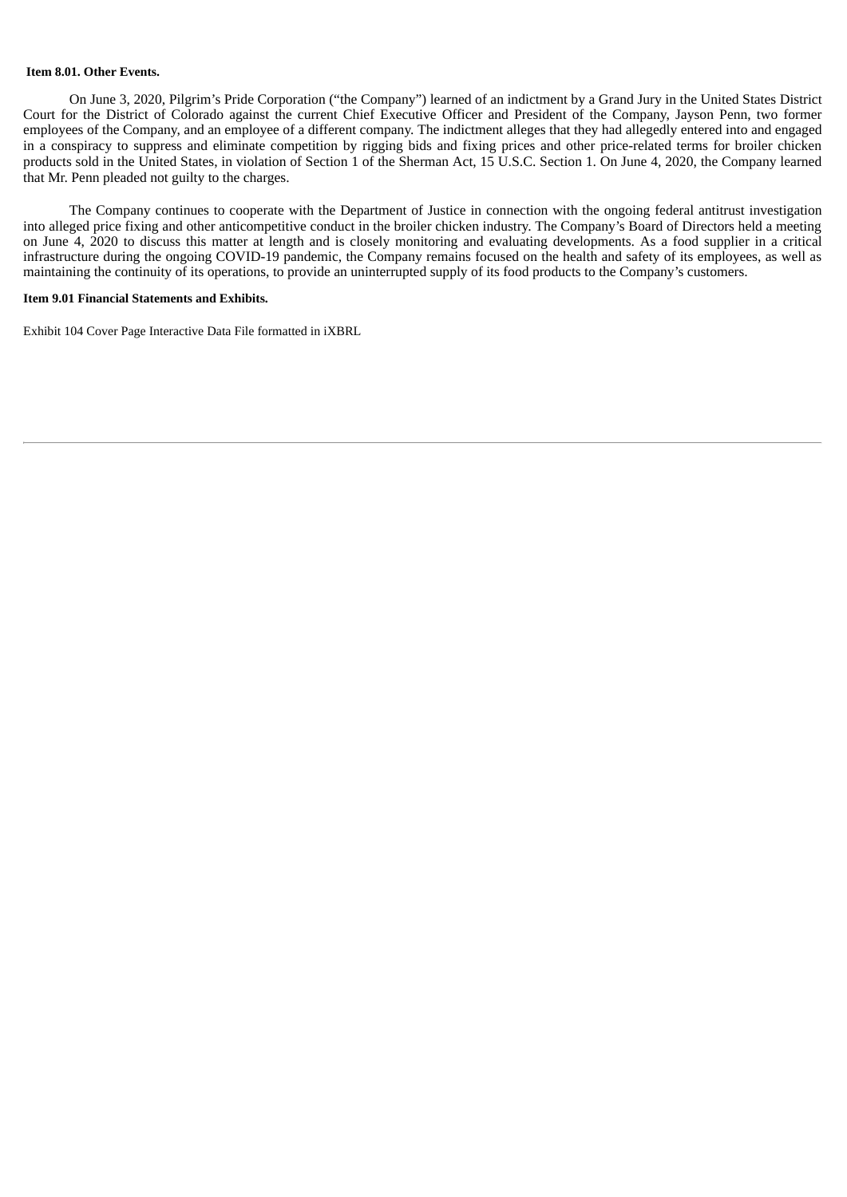**Item 8.01. Other Events.**

On June 3, 2020, Pilgrim's Pride Corporation ("the Company") learned of an indictment by a Grand Jury in the United States District Court for the District of Colorado against the current Chief Executive Officer and President of the Company, Jayson Penn, two former employees of the Company, and an employee of a different company. The indictment alleges that they had allegedly entered into and engaged in a conspiracy to suppress and eliminate competition by rigging bids and fixing prices and other price-related terms for broiler chicken products sold in the United States, in violation of Section 1 of the Sherman Act, 15 U.S.C. Section 1. On June 4, 2020, the Company learned that Mr. Penn pleaded not guilty to the charges.

The Company continues to cooperate with the Department of Justice in connection with the ongoing federal antitrust investigation into alleged price fixing and other anticompetitive conduct in the broiler chicken industry. The Company's Board of Directors held a meeting on June 4, 2020 to discuss this matter at length and is closely monitoring and evaluating developments. As a food supplier in a critical infrastructure during the ongoing COVID-19 pandemic, the Company remains focused on the health and safety of its employees, as well as maintaining the continuity of its operations, to provide an uninterrupted supply of its food products to the Company's customers.

**Item 9.01 Financial Statements and Exhibits.**

Exhibit 104 Cover Page Interactive Data File formatted in iXBRL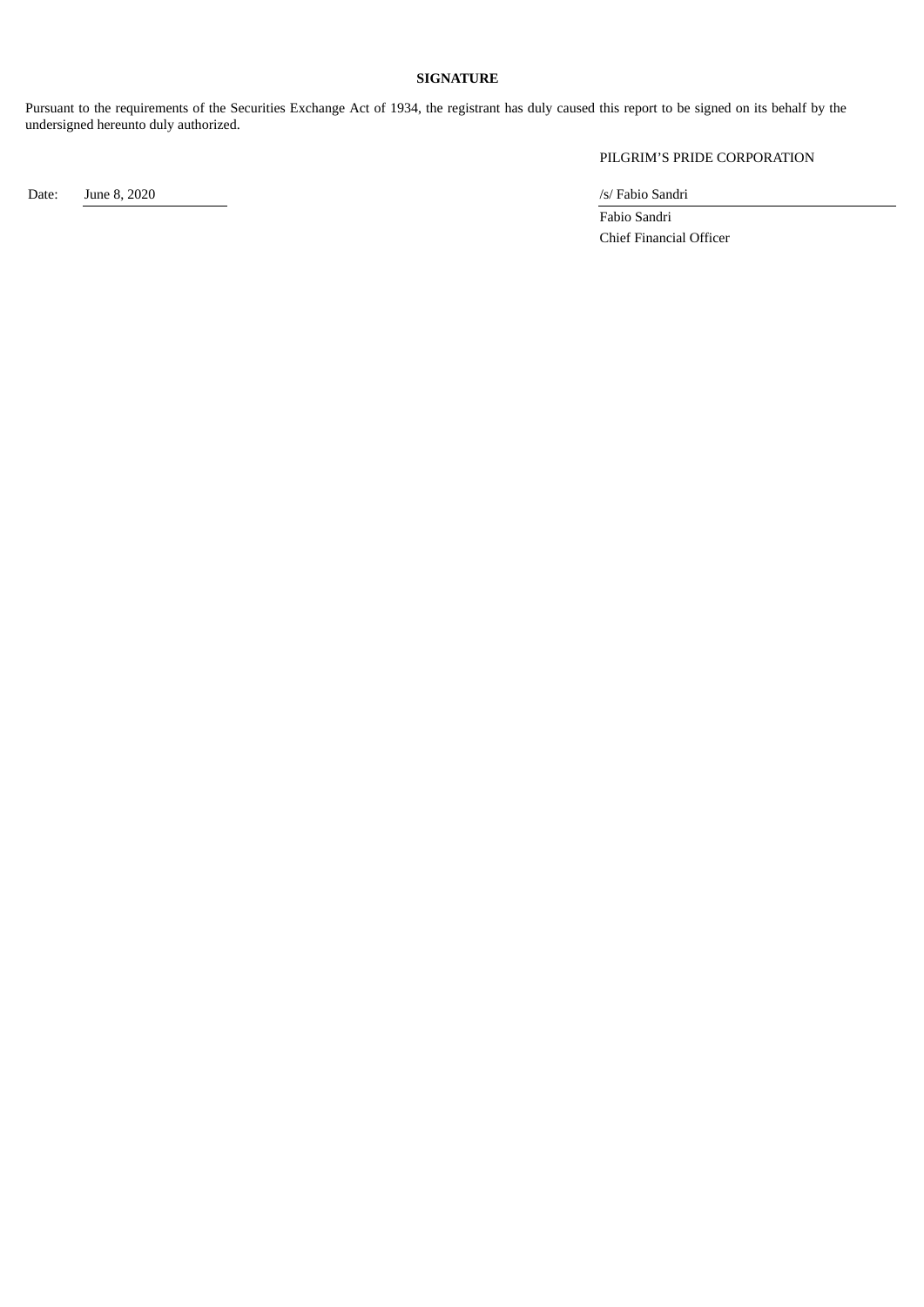**SIGNATURE**

Pursuant to the requirements of the Securities Exchange Act of 1934, the registrant has duly caused this report to be signed on its behalf by the undersigned hereunto duly authorized.

PILGRIM'S PRIDE CORPORATION

Date: June 8, 2020

/s/ Fabio Sandri

Fabio Sandri

Chief Financial Officer